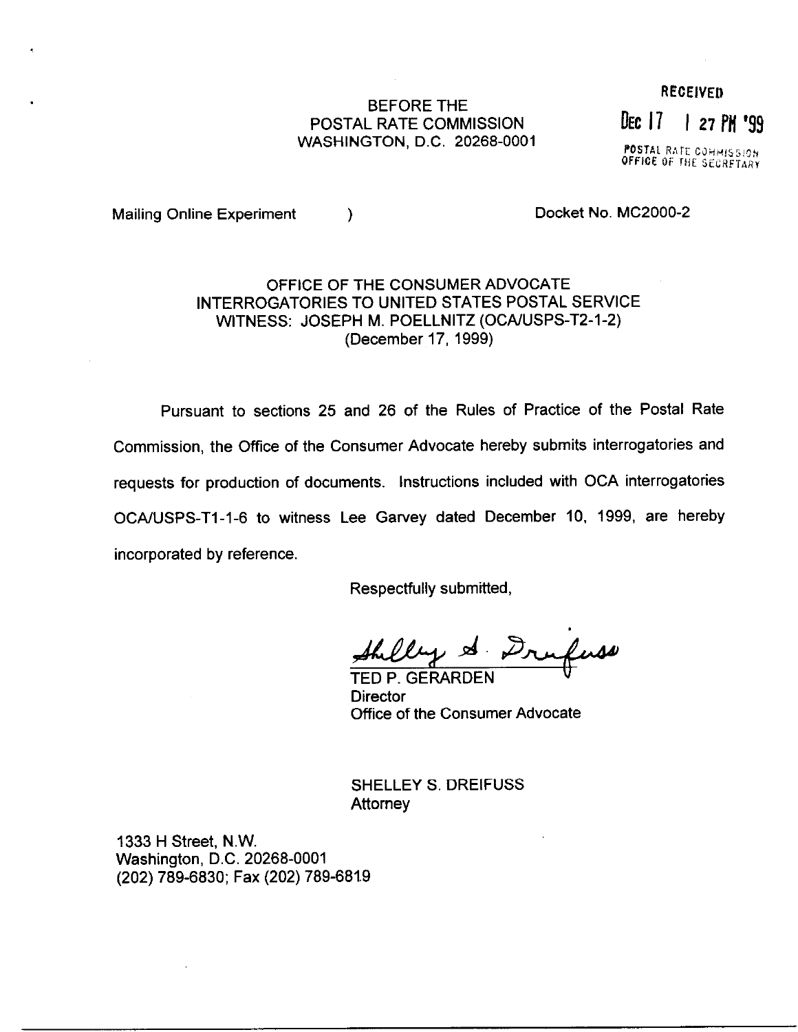RECEIVED

DEC 17 1 27 PM '99

POSTAL RATE COMMISSION
OFFICE OF THE SECRETARY

BEFORE THE
POSTAL RATE COMMISSION
WASHINGTON, D.C. 20268-0001

Mailing Online Experiment )

Docket No. MC2000-2

OFFICE OF THE CONSUMER ADVOCATE
INTERROGATORIES TO UNITED STATES POSTAL SERVICE
WITNESS: JOSEPH M. POELLNITZ (OCA/USPS-T2-1-2)
(December 17, 1999)

Pursuant to sections 25 and 26 of the Rules of Practice of the Postal Rate Commission, the Office of the Consumer Advocate hereby submits interrogatories and requests for production of documents. Instructions included with OCA interrogatories OCA/USPS-T1-1-6 to witness Lee Garvey dated December 10, 1999, are hereby incorporated by reference.

Respectfully submitted,

Shelley S. Dreifuss

TED P. GERARDEN
Director
Office of the Consumer Advocate

SHELLEY S. DREIFUSS
Attorney

1333 H Street, N.W.
Washington, D.C. 20268-0001
(202) 789-6830; Fax (202) 789-6819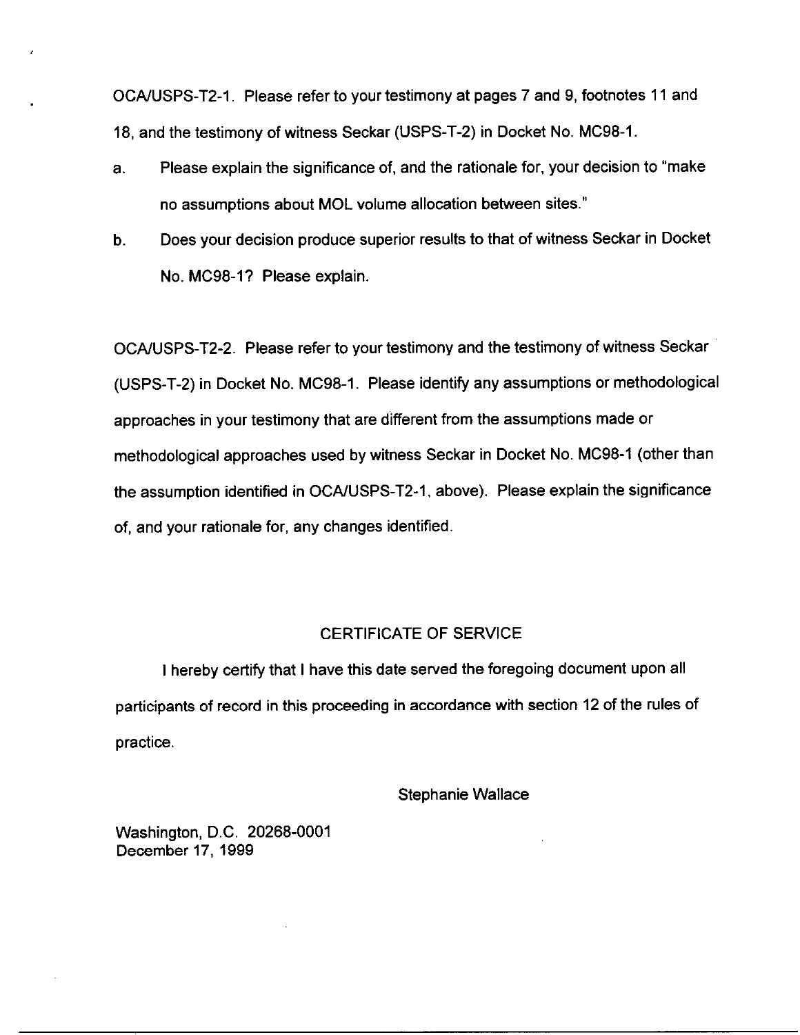OCA/USPS-T2-1. Please refer to your testimony at pages 7 and 9, footnotes 11 and 18, and the testimony of witness Seckar (USPS-T-2) in Docket No. MC98-1.

a. Please explain the significance of, and the rationale for, your decision to "make no assumptions about MOL volume allocation between sites."

b. Does your decision produce superior results to that of witness Seckar in Docket No. MC98-1? Please explain.

OCA/USPS-T2-2. Please refer to your testimony and the testimony of witness Seckar (USPS-T-2) in Docket No. MC98-1. Please identify any assumptions or methodological approaches in your testimony that are different from the assumptions made or methodological approaches used by witness Seckar in Docket No. MC98-1 (other than the assumption identified in OCA/USPS-T2-1, above). Please explain the significance of, and your rationale for, any changes identified.

## CERTIFICATE OF SERVICE

I hereby certify that I have this date served the foregoing document upon all participants of record in this proceeding in accordance with section 12 of the rules of practice.

Stephanie Wallace

Washington, D.C. 20268-0001
December 17, 1999